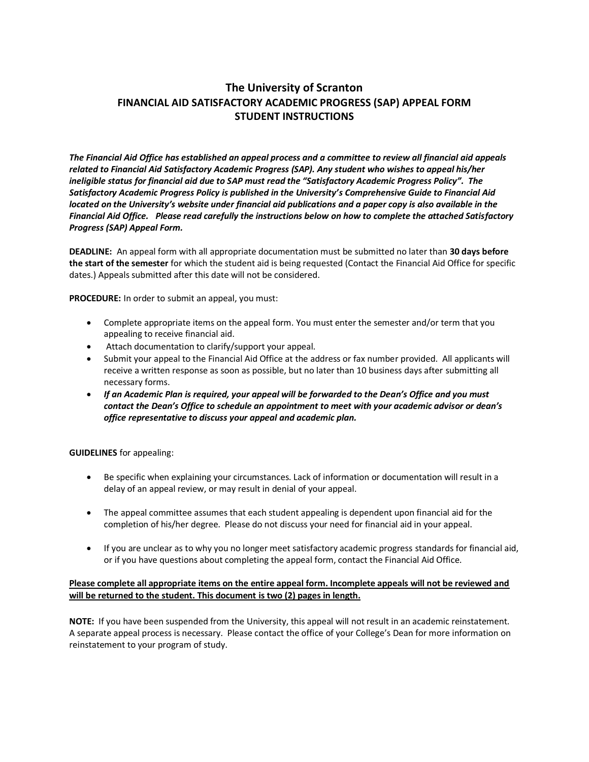# The University of Scranton
## FINANCIAL AID SATISFACTORY ACADEMIC PROGRESS (SAP) APPEAL FORM
## STUDENT INSTRUCTIONS

***The Financial Aid Office has established an appeal process and a committee to review all financial aid appeals related to Financial Aid Satisfactory Academic Progress (SAP). Any student who wishes to appeal his/her ineligible status for financial aid due to SAP must read the "Satisfactory Academic Progress Policy". The Satisfactory Academic Progress Policy is published in the University's Comprehensive Guide to Financial Aid located on the University's website under financial aid publications and a paper copy is also available in the Financial Aid Office. Please read carefully the instructions below on how to complete the attached Satisfactory Progress (SAP) Appeal Form.***

**DEADLINE:** An appeal form with all appropriate documentation must be submitted no later than **30 days before the start of the semester** for which the student aid is being requested (Contact the Financial Aid Office for specific dates.) Appeals submitted after this date will not be considered.

**PROCEDURE:** In order to submit an appeal, you must:

- Complete appropriate items on the appeal form. You must enter the semester and/or term that you appealing to receive financial aid.
- Attach documentation to clarify/support your appeal.
- Submit your appeal to the Financial Aid Office at the address or fax number provided. All applicants will receive a written response as soon as possible, but no later than 10 business days after submitting all necessary forms.
- ***If an Academic Plan is required, your appeal will be forwarded to the Dean's Office and you must contact the Dean's Office to schedule an appointment to meet with your academic advisor or dean's office representative to discuss your appeal and academic plan.***

**GUIDELINES** for appealing:

- Be specific when explaining your circumstances. Lack of information or documentation will result in a delay of an appeal review, or may result in denial of your appeal.
- The appeal committee assumes that each student appealing is dependent upon financial aid for the completion of his/her degree. Please do not discuss your need for financial aid in your appeal.
- If you are unclear as to why you no longer meet satisfactory academic progress standards for financial aid, or if you have questions about completing the appeal form, contact the Financial Aid Office.

<u>**Please complete all appropriate items on the entire appeal form. Incomplete appeals will not be reviewed and will be returned to the student. This document is two (2) pages in length.**</u>

**NOTE:** If you have been suspended from the University, this appeal will not result in an academic reinstatement. A separate appeal process is necessary. Please contact the office of your College's Dean for more information on reinstatement to your program of study.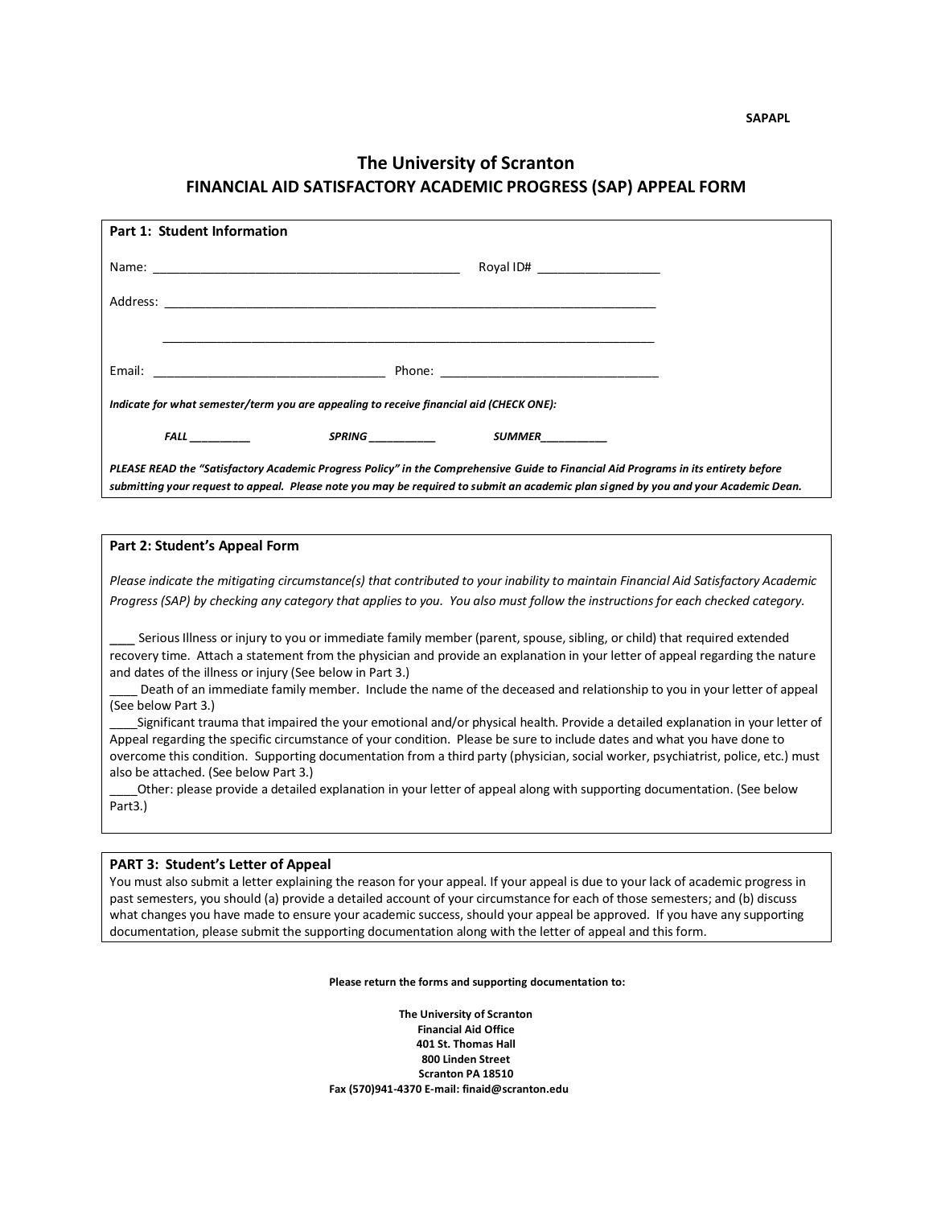SAPAPL

# The University of Scranton
## FINANCIAL AID SATISFACTORY ACADEMIC PROGRESS (SAP) APPEAL FORM

**Part 1: Student Information**

Name: ___________________________________________ Royal ID# _________________

Address: _________________________________________________________________________

_________________________________________________________________________

Email: _________________________________ Phone: _______________________________

***Indicate for what semester/term you are appealing to receive financial aid (CHECK ONE):***

***FALL _________*** ***SPRING __________*** ***SUMMER__________***

***PLEASE READ the "Satisfactory Academic Progress Policy" in the Comprehensive Guide to Financial Aid Programs in its entirety before submitting your request to appeal. Please note you may be required to submit an academic plan signed by you and your Academic Dean.***

**Part 2: Student's Appeal Form**

*Please indicate the mitigating circumstance(s) that contributed to your inability to maintain Financial Aid Satisfactory Academic Progress (SAP) by checking any category that applies to you. You also must follow the instructions for each checked category.*

____ Serious Illness or injury to you or immediate family member (parent, spouse, sibling, or child) that required extended recovery time. Attach a statement from the physician and provide an explanation in your letter of appeal regarding the nature and dates of the illness or injury (See below in Part 3.)

____ Death of an immediate family member. Include the name of the deceased and relationship to you in your letter of appeal (See below Part 3.)

____Significant trauma that impaired the your emotional and/or physical health. Provide a detailed explanation in your letter of Appeal regarding the specific circumstance of your condition. Please be sure to include dates and what you have done to overcome this condition. Supporting documentation from a third party (physician, social worker, psychiatrist, police, etc.) must also be attached. (See below Part 3.)

____Other: please provide a detailed explanation in your letter of appeal along with supporting documentation. (See below Part3.)

**PART 3: Student's Letter of Appeal**

You must also submit a letter explaining the reason for your appeal. If your appeal is due to your lack of academic progress in past semesters, you should (a) provide a detailed account of your circumstance for each of those semesters; and (b) discuss what changes you have made to ensure your academic success, should your appeal be approved. If you have any supporting documentation, please submit the supporting documentation along with the letter of appeal and this form.

**Please return the forms and supporting documentation to:**

**The University of Scranton**
**Financial Aid Office**
**401 St. Thomas Hall**
**800 Linden Street**
**Scranton PA 18510**
**Fax (570)941-4370 E-mail: finaid@scranton.edu**